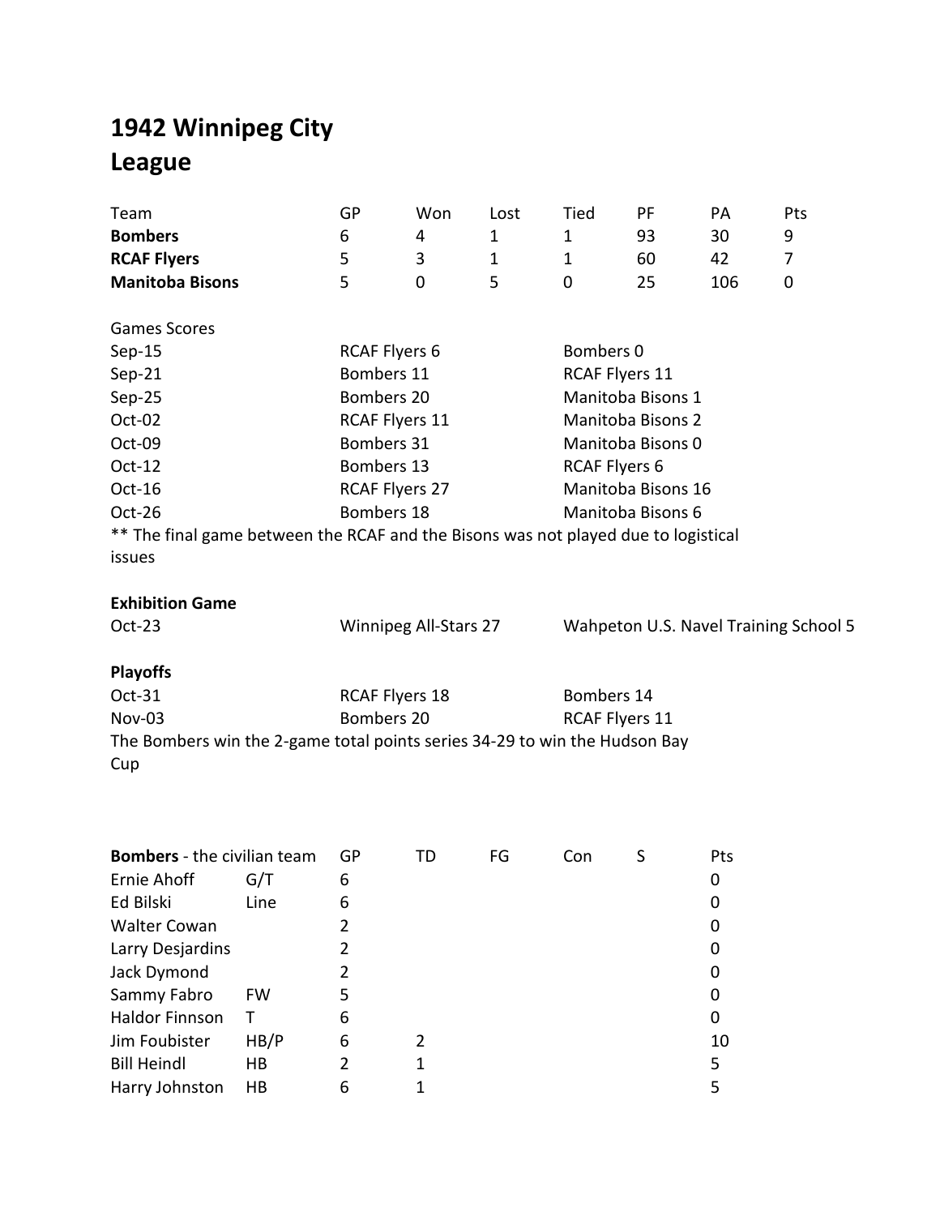# 1942 Winnipeg City League

| Team | GP | Won | Lost | Tied | PF | PA | Pts |
|---|---|---|---|---|---|---|---|
| **Bombers** | 6 | 4 | 1 | 1 | 93 | 30 | 9 |
| **RCAF Flyers** | 5 | 3 | 1 | 1 | 60 | 42 | 7 |
| **Manitoba Bisons** | 5 | 0 | 5 | 0 | 25 | 106 | 0 |

Games Scores

| | | |
|---|---|---|
| Sep-15 | RCAF Flyers 6 | Bombers 0 |
| Sep-21 | Bombers 11 | RCAF Flyers 11 |
| Sep-25 | Bombers 20 | Manitoba Bisons 1 |
| Oct-02 | RCAF Flyers 11 | Manitoba Bisons 2 |
| Oct-09 | Bombers 31 | Manitoba Bisons 0 |
| Oct-12 | Bombers 13 | RCAF Flyers 6 |
| Oct-16 | RCAF Flyers 27 | Manitoba Bisons 16 |
| Oct-26 | Bombers 18 | Manitoba Bisons 6 |

** The final game between the RCAF and the Bisons was not played due to logistical issues

**Exhibition Game**

| | | |
|---|---|---|
| Oct-23 | Winnipeg All-Stars 27 | Wahpeton U.S. Navel Training School 5 |

**Playoffs**

| | | |
|---|---|---|
| Oct-31 | RCAF Flyers 18 | Bombers 14 |
| Nov-03 | Bombers 20 | RCAF Flyers 11 |

The Bombers win the 2-game total points series 34-29 to win the Hudson Bay Cup

| **Bombers** - the civilian team | | GP | TD | FG | Con | S | Pts |
|---|---|---|---|---|---|---|---|
| Ernie Ahoff | G/T | 6 | | | | | 0 |
| Ed Bilski | Line | 6 | | | | | 0 |
| Walter Cowan | | 2 | | | | | 0 |
| Larry Desjardins | | 2 | | | | | 0 |
| Jack Dymond | | 2 | | | | | 0 |
| Sammy Fabro | FW | 5 | | | | | 0 |
| Haldor Finnson | T | 6 | | | | | 0 |
| Jim Foubister | HB/P | 6 | 2 | | | | 10 |
| Bill Heindl | HB | 2 | 1 | | | | 5 |
| Harry Johnston | HB | 6 | 1 | | | | 5 |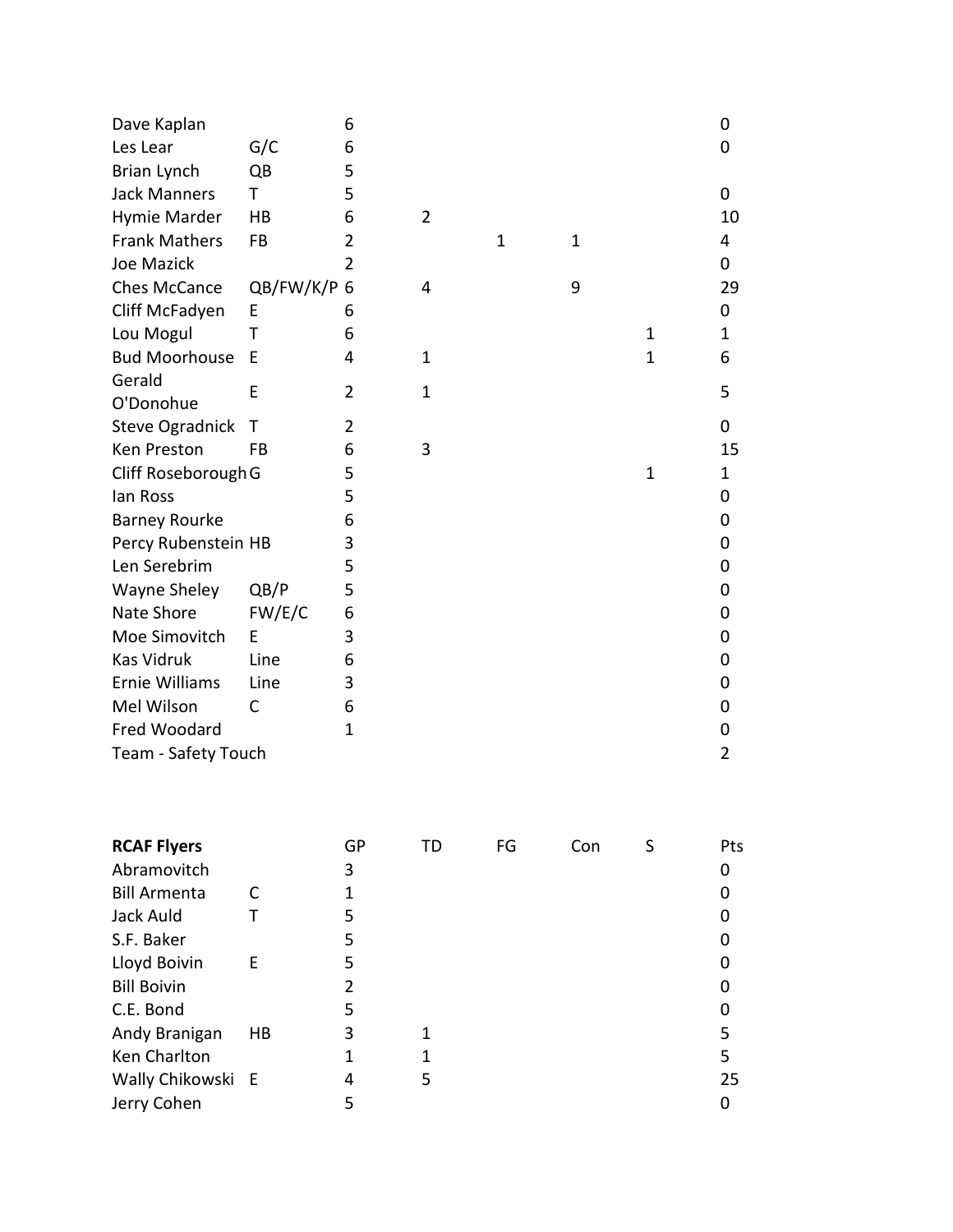| | | | | | | | |
|---|---|---|---|---|---|---|---|
| Dave Kaplan | | 6 | | | | | 0 |
| Les Lear | G/C | 6 | | | | | 0 |
| Brian Lynch | QB | 5 | | | | | |
| Jack Manners | T | 5 | | | | | 0 |
| Hymie Marder | HB | 6 | 2 | | | | 10 |
| Frank Mathers | FB | 2 | | 1 | 1 | | 4 |
| Joe Mazick | | 2 | | | | | 0 |
| Ches McCance | QB/FW/K/P | 6 | 4 | | 9 | | 29 |
| Cliff McFadyen | E | 6 | | | | | 0 |
| Lou Mogul | T | 6 | | | | 1 | 1 |
| Bud Moorhouse | E | 4 | 1 | | | 1 | 6 |
| Gerald O'Donohue | E | 2 | 1 | | | | 5 |
| Steve Ogradnick | T | 2 | | | | | 0 |
| Ken Preston | FB | 6 | 3 | | | | 15 |
| Cliff Roseborough | G | 5 | | | | 1 | 1 |
| Ian Ross | | 5 | | | | | 0 |
| Barney Rourke | | 6 | | | | | 0 |
| Percy Rubenstein | HB | 3 | | | | | 0 |
| Len Serebrim | | 5 | | | | | 0 |
| Wayne Sheley | QB/P | 5 | | | | | 0 |
| Nate Shore | FW/E/C | 6 | | | | | 0 |
| Moe Simovitch | E | 3 | | | | | 0 |
| Kas Vidruk | Line | 6 | | | | | 0 |
| Ernie Williams | Line | 3 | | | | | 0 |
| Mel Wilson | C | 6 | | | | | 0 |
| Fred Woodard | | 1 | | | | | 0 |
| Team - Safety Touch | | | | | | | 2 |

| **RCAF Flyers** | | GP | TD | FG | Con | S | Pts |
|---|---|---|---|---|---|---|---|
| Abramovitch | | 3 | | | | | 0 |
| Bill Armenta | C | 1 | | | | | 0 |
| Jack Auld | T | 5 | | | | | 0 |
| S.F. Baker | | 5 | | | | | 0 |
| Lloyd Boivin | E | 5 | | | | | 0 |
| Bill Boivin | | 2 | | | | | 0 |
| C.E. Bond | | 5 | | | | | 0 |
| Andy Branigan | HB | 3 | 1 | | | | 5 |
| Ken Charlton | | 1 | 1 | | | | 5 |
| Wally Chikowski | E | 4 | 5 | | | | 25 |
| Jerry Cohen | | 5 | | | | | 0 |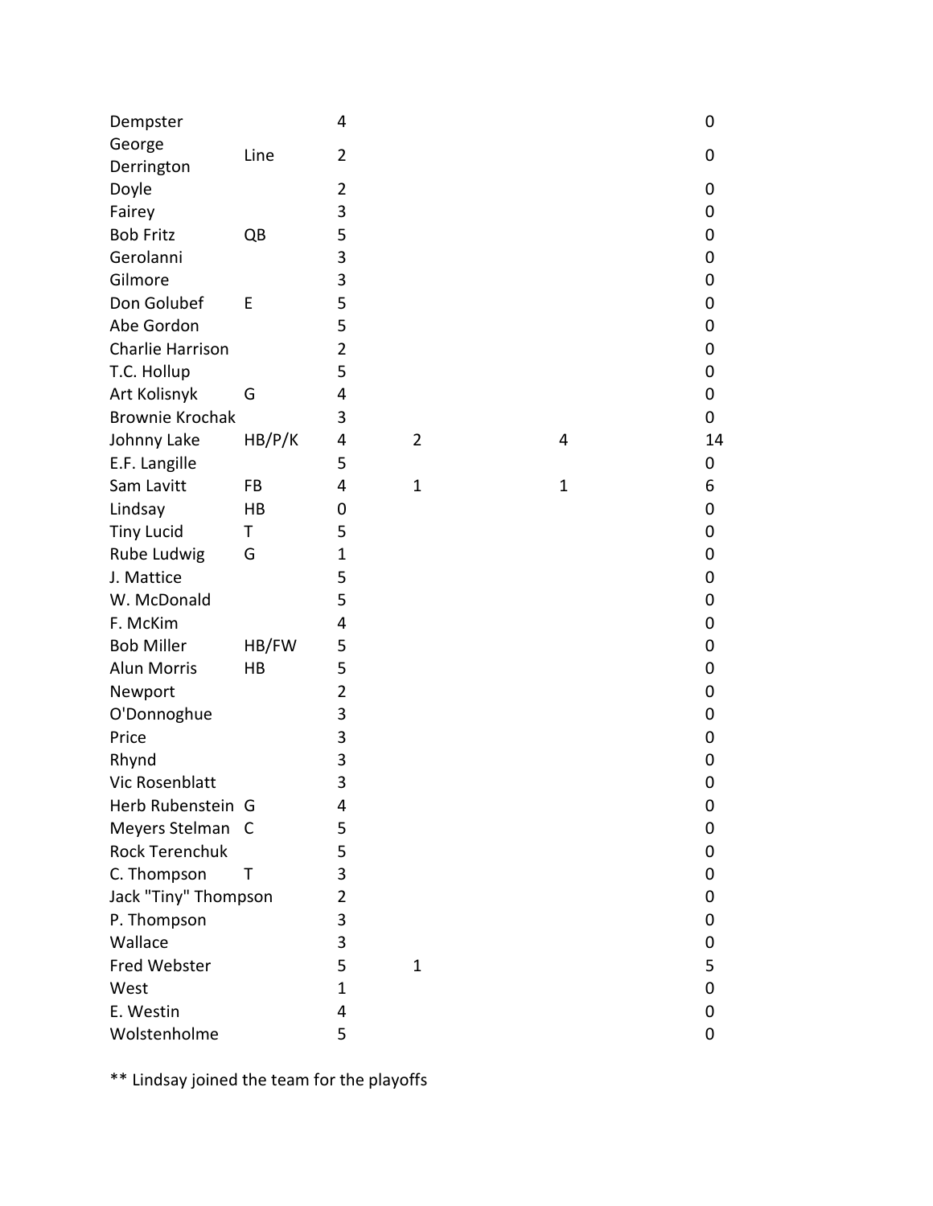| | | | | | |
|---|---|---|---|---|---|
| Dempster | | 4 | | | 0 |
| George Derrington | Line | 2 | | | 0 |
| Doyle | | 2 | | | 0 |
| Fairey | | 3 | | | 0 |
| Bob Fritz | QB | 5 | | | 0 |
| Gerolanni | | 3 | | | 0 |
| Gilmore | | 3 | | | 0 |
| Don Golubef | E | 5 | | | 0 |
| Abe Gordon | | 5 | | | 0 |
| Charlie Harrison | | 2 | | | 0 |
| T.C. Hollup | | 5 | | | 0 |
| Art Kolisnyk | G | 4 | | | 0 |
| Brownie Krochak | | 3 | | | 0 |
| Johnny Lake | HB/P/K | 4 | 2 | 4 | 14 |
| E.F. Langille | | 5 | | | 0 |
| Sam Lavitt | FB | 4 | 1 | 1 | 6 |
| Lindsay | HB | 0 | | | 0 |
| Tiny Lucid | T | 5 | | | 0 |
| Rube Ludwig | G | 1 | | | 0 |
| J. Mattice | | 5 | | | 0 |
| W. McDonald | | 5 | | | 0 |
| F. McKim | | 4 | | | 0 |
| Bob Miller | HB/FW | 5 | | | 0 |
| Alun Morris | HB | 5 | | | 0 |
| Newport | | 2 | | | 0 |
| O'Donnoghue | | 3 | | | 0 |
| Price | | 3 | | | 0 |
| Rhynd | | 3 | | | 0 |
| Vic Rosenblatt | | 3 | | | 0 |
| Herb Rubenstein | G | 4 | | | 0 |
| Meyers Stelman | C | 5 | | | 0 |
| Rock Terenchuk | | 5 | | | 0 |
| C. Thompson | T | 3 | | | 0 |
| Jack "Tiny" Thompson | | 2 | | | 0 |
| P. Thompson | | 3 | | | 0 |
| Wallace | | 3 | | | 0 |
| Fred Webster | | 5 | 1 | | 5 |
| West | | 1 | | | 0 |
| E. Westin | | 4 | | | 0 |
| Wolstenholme | | 5 | | | 0 |

** Lindsay joined the team for the playoffs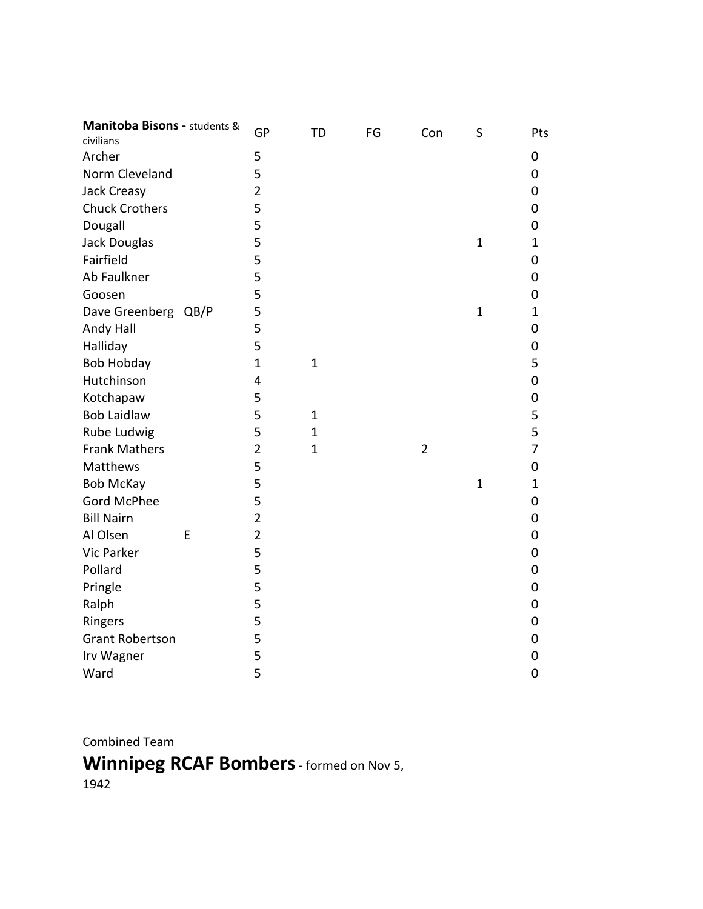| **Manitoba Bisons -** students & civilians | | GP | TD | FG | Con | S | Pts |
|---|---|---|---|---|---|---|---|
| Archer | | 5 | | | | | 0 |
| Norm Cleveland | | 5 | | | | | 0 |
| Jack Creasy | | 2 | | | | | 0 |
| Chuck Crothers | | 5 | | | | | 0 |
| Dougall | | 5 | | | | | 0 |
| Jack Douglas | | 5 | | | | 1 | 1 |
| Fairfield | | 5 | | | | | 0 |
| Ab Faulkner | | 5 | | | | | 0 |
| Goosen | | 5 | | | | | 0 |
| Dave Greenberg | QB/P | 5 | | | | 1 | 1 |
| Andy Hall | | 5 | | | | | 0 |
| Halliday | | 5 | | | | | 0 |
| Bob Hobday | | 1 | 1 | | | | 5 |
| Hutchinson | | 4 | | | | | 0 |
| Kotchapaw | | 5 | | | | | 0 |
| Bob Laidlaw | | 5 | 1 | | | | 5 |
| Rube Ludwig | | 5 | 1 | | | | 5 |
| Frank Mathers | | 2 | 1 | | 2 | | 7 |
| Matthews | | 5 | | | | | 0 |
| Bob McKay | | 5 | | | | 1 | 1 |
| Gord McPhee | | 5 | | | | | 0 |
| Bill Nairn | | 2 | | | | | 0 |
| Al Olsen | E | 2 | | | | | 0 |
| Vic Parker | | 5 | | | | | 0 |
| Pollard | | 5 | | | | | 0 |
| Pringle | | 5 | | | | | 0 |
| Ralph | | 5 | | | | | 0 |
| Ringers | | 5 | | | | | 0 |
| Grant Robertson | | 5 | | | | | 0 |
| Irv Wagner | | 5 | | | | | 0 |
| Ward | | 5 | | | | | 0 |

Combined Team

## Winnipeg RCAF Bombers - formed on Nov 5, 1942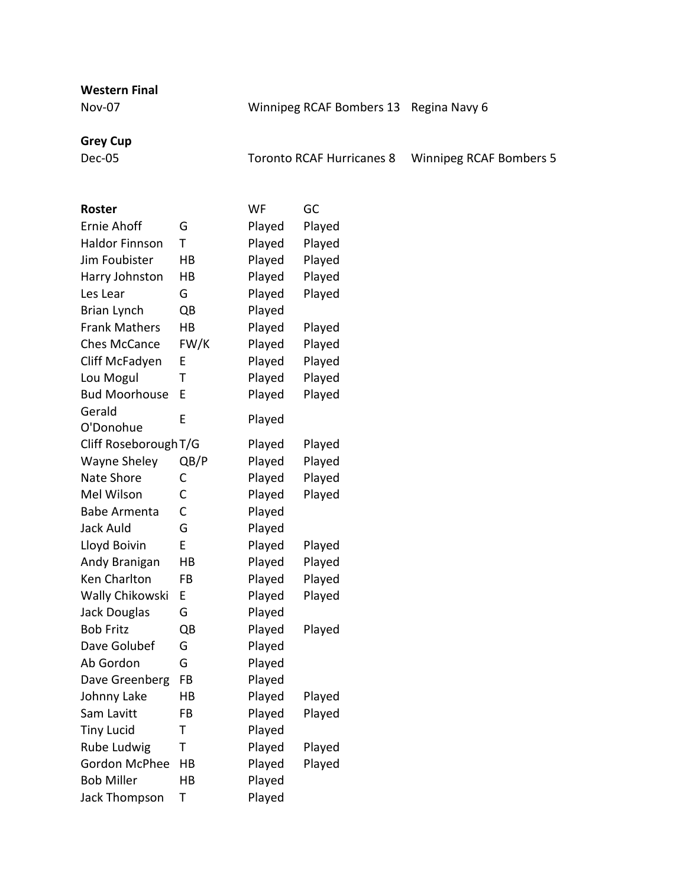**Western Final**

Nov-07 Winnipeg RCAF Bombers 13 Regina Navy 6

**Grey Cup**

Dec-05 Toronto RCAF Hurricanes 8 Winnipeg RCAF Bombers 5

| **Roster** | | WF | GC |
|---|---|---|---|
| Ernie Ahoff | G | Played | Played |
| Haldor Finnson | T | Played | Played |
| Jim Foubister | HB | Played | Played |
| Harry Johnston | HB | Played | Played |
| Les Lear | G | Played | Played |
| Brian Lynch | QB | Played | |
| Frank Mathers | HB | Played | Played |
| Ches McCance | FW/K | Played | Played |
| Cliff McFadyen | E | Played | Played |
| Lou Mogul | T | Played | Played |
| Bud Moorhouse | E | Played | Played |
| Gerald O'Donohue | E | Played | |
| Cliff Roseborough | T/G | Played | Played |
| Wayne Sheley | QB/P | Played | Played |
| Nate Shore | C | Played | Played |
| Mel Wilson | C | Played | Played |
| Babe Armenta | C | Played | |
| Jack Auld | G | Played | |
| Lloyd Boivin | E | Played | Played |
| Andy Branigan | HB | Played | Played |
| Ken Charlton | FB | Played | Played |
| Wally Chikowski | E | Played | Played |
| Jack Douglas | G | Played | |
| Bob Fritz | QB | Played | Played |
| Dave Golubef | G | Played | |
| Ab Gordon | G | Played | |
| Dave Greenberg | FB | Played | |
| Johnny Lake | HB | Played | Played |
| Sam Lavitt | FB | Played | Played |
| Tiny Lucid | T | Played | |
| Rube Ludwig | T | Played | Played |
| Gordon McPhee | HB | Played | Played |
| Bob Miller | HB | Played | |
| Jack Thompson | T | Played | |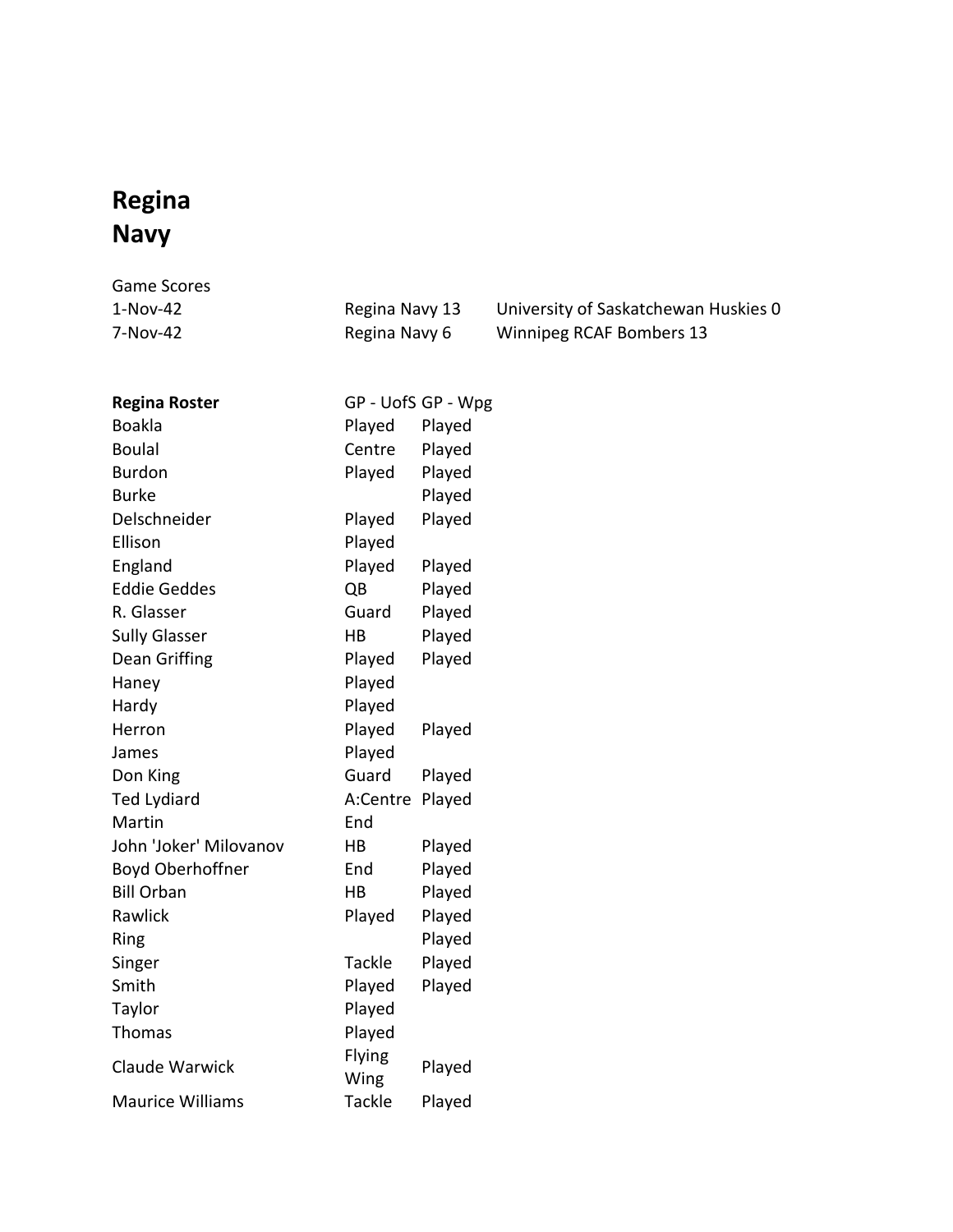# Regina Navy

Game Scores

| | | |
|---|---|---|
| 1-Nov-42 | Regina Navy 13 | University of Saskatchewan Huskies 0 |
| 7-Nov-42 | Regina Navy 6 | Winnipeg RCAF Bombers 13 |

| **Regina Roster** | GP - UofS | GP - Wpg |
|---|---|---|
| Boakla | Played | Played |
| Boulal | Centre | Played |
| Burdon | Played | Played |
| Burke | | Played |
| Delschneider | Played | Played |
| Ellison | Played | |
| England | Played | Played |
| Eddie Geddes | QB | Played |
| R. Glasser | Guard | Played |
| Sully Glasser | HB | Played |
| Dean Griffing | Played | Played |
| Haney | Played | |
| Hardy | Played | |
| Herron | Played | Played |
| James | Played | |
| Don King | Guard | Played |
| Ted Lydiard | A:Centre | Played |
| Martin | End | |
| John 'Joker' Milovanov | HB | Played |
| Boyd Oberhoffner | End | Played |
| Bill Orban | HB | Played |
| Rawlick | Played | Played |
| Ring | | Played |
| Singer | Tackle | Played |
| Smith | Played | Played |
| Taylor | Played | |
| Thomas | Played | |
| Claude Warwick | Flying Wing | Played |
| Maurice Williams | Tackle | Played |